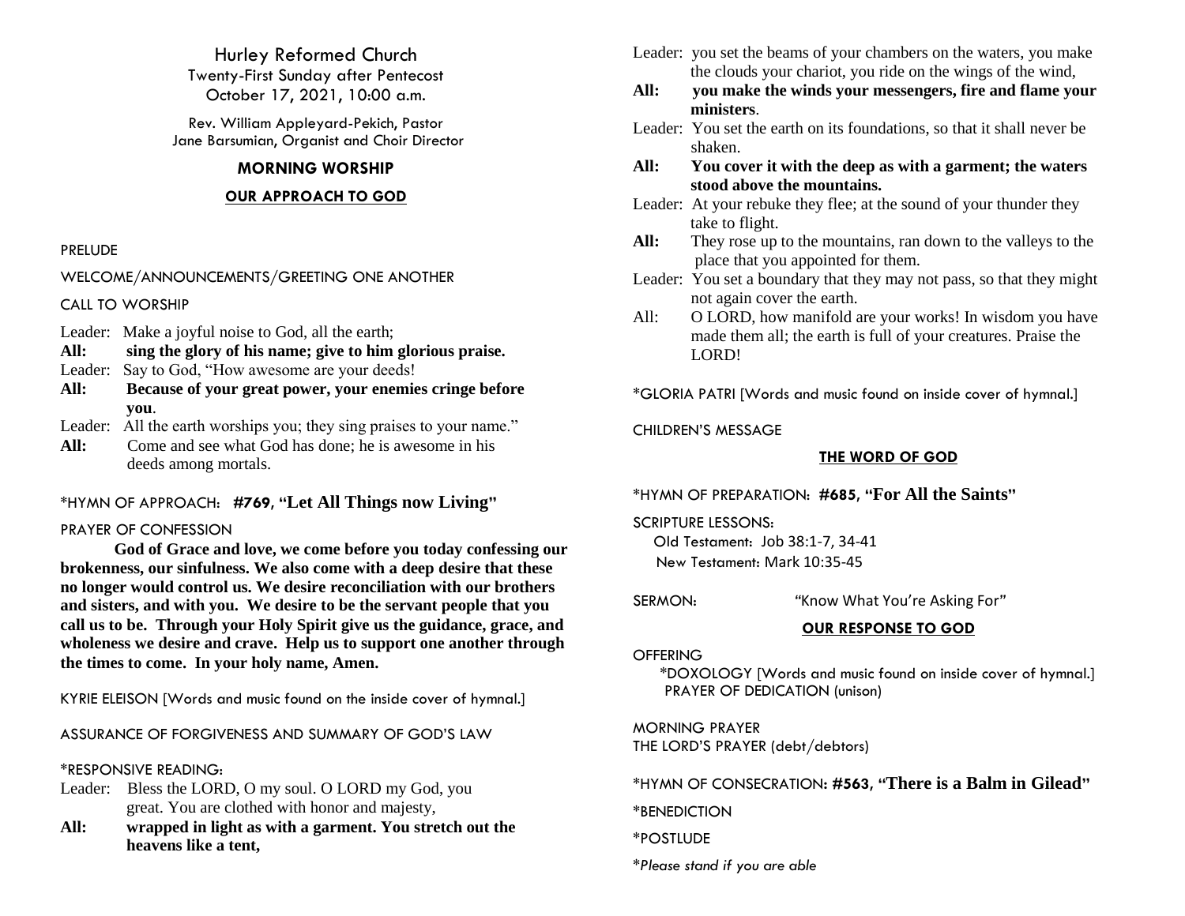# Hurley Reformed Church

Twenty-First Sunday after Pentecost
October 17, 2021, 10:00 a.m.

Rev. William Appleyard-Pekich, Pastor
Jane Barsumian, Organist and Choir Director

## MORNING WORSHIP

### OUR APPROACH TO GOD

PRELUDE

WELCOME/ANNOUNCEMENTS/GREETING ONE ANOTHER

CALL TO WORSHIP

Leader: Make a joyful noise to God, all the earth;
**All: sing the glory of his name; give to him glorious praise.**
Leader: Say to God, "How awesome are your deeds!
**All: Because of your great power, your enemies cringe before you**.
Leader: All the earth worships you; they sing praises to your name."
**All:** Come and see what God has done; he is awesome in his deeds among mortals.

*HYMN OF APPROACH: **#769**, **"Let All Things now Living"**

PRAYER OF CONFESSION

**God of Grace and love, we come before you today confessing our brokenness, our sinfulness. We also come with a deep desire that these no longer would control us. We desire reconciliation with our brothers and sisters, and with you. We desire to be the servant people that you call us to be. Through your Holy Spirit give us the guidance, grace, and wholeness we desire and crave. Help us to support one another through the times to come. In your holy name, Amen.**

KYRIE ELEISON [Words and music found on the inside cover of hymnal.]

ASSURANCE OF FORGIVENESS AND SUMMARY OF GOD'S LAW

*RESPONSIVE READING:

Leader: Bless the LORD, O my soul. O LORD my God, you great. You are clothed with honor and majesty,
**All: wrapped in light as with a garment. You stretch out the heavens like a tent,**
Leader: you set the beams of your chambers on the waters, you make the clouds your chariot, you ride on the wings of the wind,
**All: you make the winds your messengers, fire and flame your ministers**.
Leader: You set the earth on its foundations, so that it shall never be shaken.
**All: You cover it with the deep as with a garment; the waters stood above the mountains.**
Leader: At your rebuke they flee; at the sound of your thunder they take to flight.
**All:** They rose up to the mountains, ran down to the valleys to the place that you appointed for them.
Leader: You set a boundary that they may not pass, so that they might not again cover the earth.
All: O LORD, how manifold are your works! In wisdom you have made them all; the earth is full of your creatures. Praise the LORD!

*GLORIA PATRI [Words and music found on inside cover of hymnal.]

CHILDREN'S MESSAGE

### THE WORD OF GOD

*HYMN OF PREPARATION: **#685**, **"For All the Saints"**

SCRIPTURE LESSONS:
Old Testament: Job 38:1-7, 34-41
New Testament: Mark 10:35-45

SERMON: "Know What You're Asking For"

### OUR RESPONSE TO GOD

OFFERING
*DOXOLOGY [Words and music found on inside cover of hymnal.]
PRAYER OF DEDICATION (unison)

MORNING PRAYER
THE LORD'S PRAYER (debt/debtors)

*HYMN OF CONSECRATION**: #563**, **"There is a Balm in Gilead"**

*BENEDICTION

*POSTLUDE

**Please stand if you are able*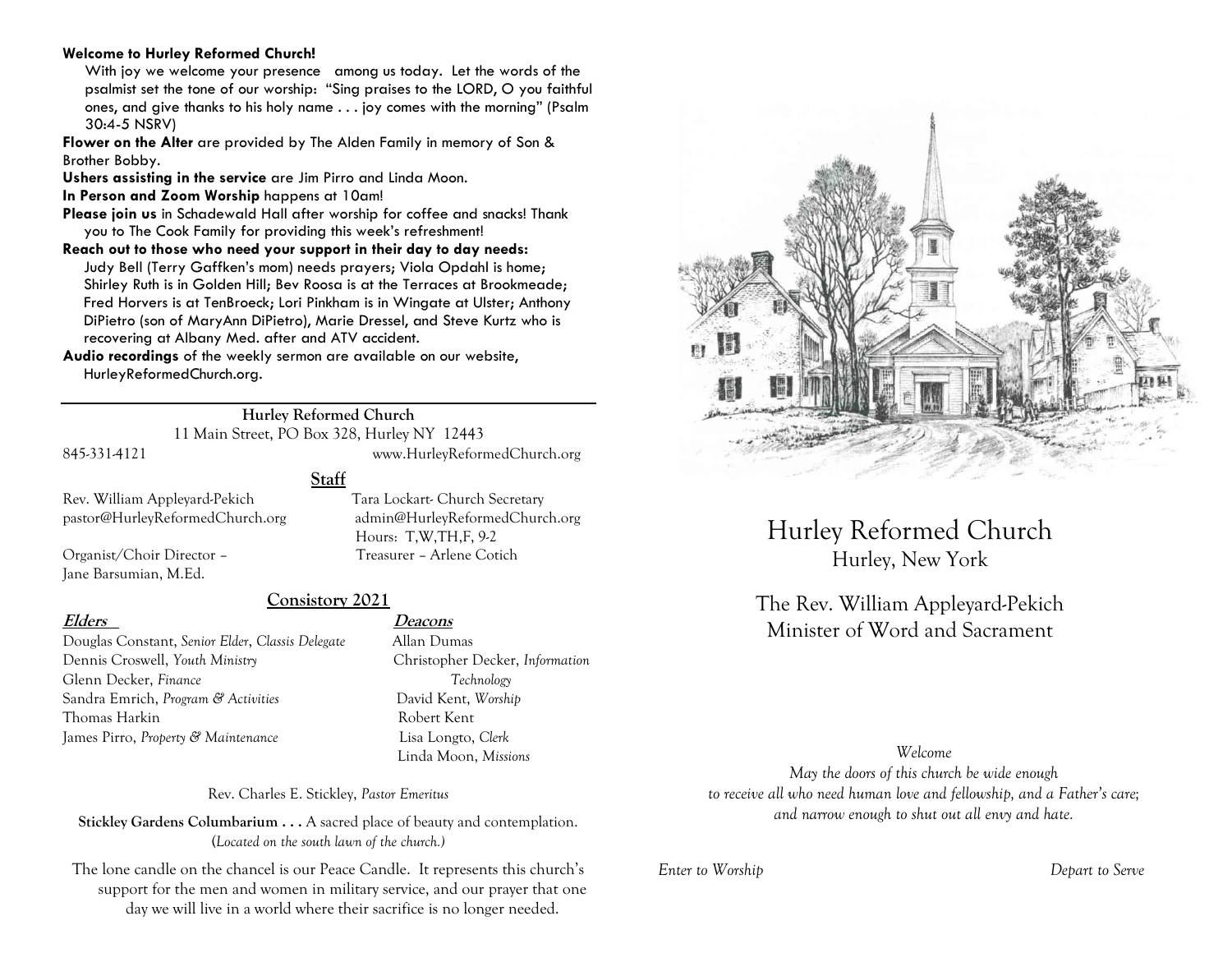**Welcome to Hurley Reformed Church!**

With joy we welcome your presence among us today. Let the words of the psalmist set the tone of our worship: "Sing praises to the LORD, O you faithful ones, and give thanks to his holy name . . . joy comes with the morning" (Psalm 30:4-5 NSRV)

**Flower on the Alter** are provided by The Alden Family in memory of Son & Brother Bobby.

**Ushers assisting in the service** are Jim Pirro and Linda Moon.

**In Person and Zoom Worship** happens at 10am!

**Please join us** in Schadewald Hall after worship for coffee and snacks! Thank you to The Cook Family for providing this week's refreshment!

**Reach out to those who need your support in their day to day needs:** Judy Bell (Terry Gaffken's mom) needs prayers; Viola Opdahl is home; Shirley Ruth is in Golden Hill; Bev Roosa is at the Terraces at Brookmeade; Fred Horvers is at TenBroeck; Lori Pinkham is in Wingate at Ulster; Anthony DiPietro (son of MaryAnn DiPietro), Marie Dressel, and Steve Kurtz who is recovering at Albany Med. after and ATV accident.

**Audio recordings** of the weekly sermon are available on our website, HurleyReformedChurch.org.

---

**Hurley Reformed Church**

11 Main Street, PO Box 328, Hurley NY 12443

845-331-4121 www.HurleyReformedChurch.org

## Staff

Rev. William Appleyard-Pekich
pastor@HurleyReformedChurch.org

Tara Lockart- Church Secretary
admin@HurleyReformedChurch.org
Hours: T,W,TH,F, 9-2

Organist/Choir Director – Jane Barsumian, M.Ed.

Treasurer – Arlene Cotich

## Consistory 2021

| **Elders** | **Deacons** |
|---|---|
| Douglas Constant, *Senior Elder, Classis Delegate* | Allan Dumas |
| Dennis Croswell, *Youth Ministry* | Christopher Decker, *Information Technology* |
| Glenn Decker, *Finance* | David Kent, *Worship* |
| Sandra Emrich, *Program & Activities* | Robert Kent |
| Thomas Harkin | Lisa Longto, *Clerk* |
| James Pirro, *Property & Maintenance* | Linda Moon, *Missions* |

Rev. Charles E. Stickley, *Pastor Emeritus*

**Stickley Gardens Columbarium . . .** A sacred place of beauty and contemplation. (*Located on the south lawn of the church.*)

The lone candle on the chancel is our Peace Candle. It represents this church's support for the men and women in military service, and our prayer that one day we will live in a world where their sacrifice is no longer needed.

# Hurley Reformed Church

Hurley, New York

The Rev. William Appleyard-Pekich
Minister of Word and Sacrament

*Welcome*

*May the doors of this church be wide enough to receive all who need human love and fellowship, and a Father's care; and narrow enough to shut out all envy and hate.*

*Enter to Worship* *Depart to Serve*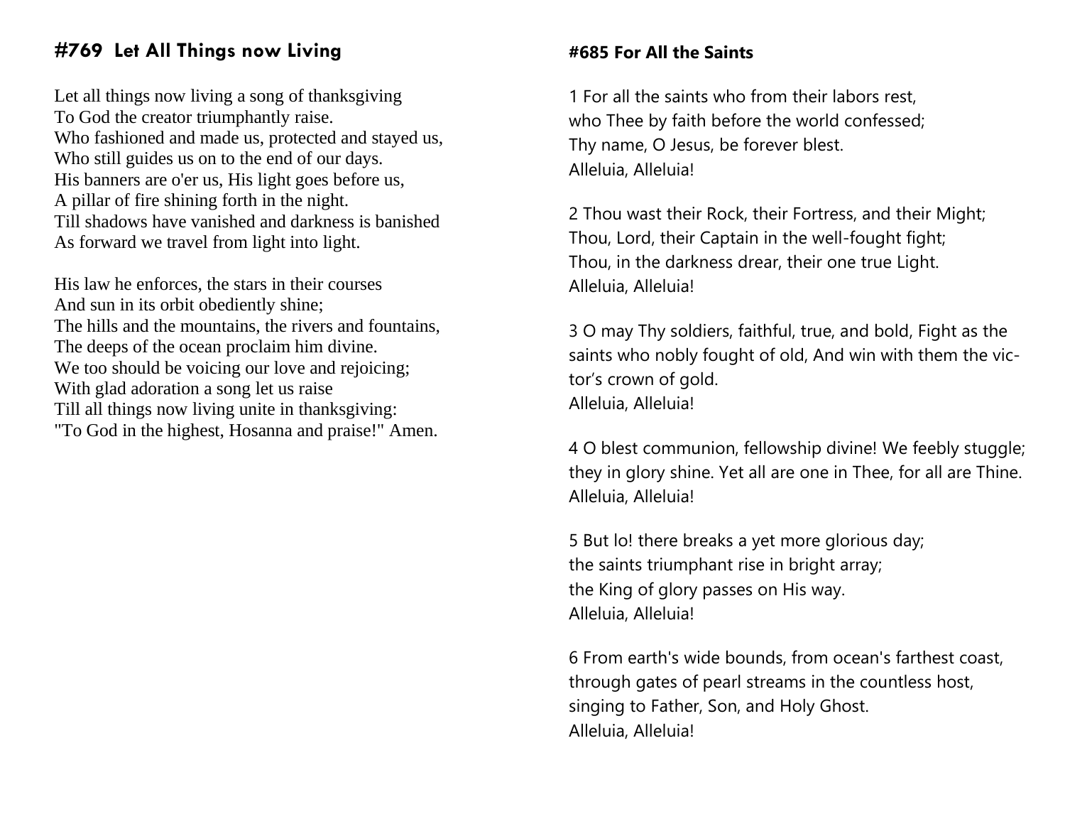## #769 Let All Things now Living

Let all things now living a song of thanksgiving
To God the creator triumphantly raise.
Who fashioned and made us, protected and stayed us,
Who still guides us on to the end of our days.
His banners are o'er us, His light goes before us,
A pillar of fire shining forth in the night.
Till shadows have vanished and darkness is banished
As forward we travel from light into light.

His law he enforces, the stars in their courses
And sun in its orbit obediently shine;
The hills and the mountains, the rivers and fountains,
The deeps of the ocean proclaim him divine.
We too should be voicing our love and rejoicing;
With glad adoration a song let us raise
Till all things now living unite in thanksgiving:
"To God in the highest, Hosanna and praise!" Amen.

## #685 For All the Saints

1 For all the saints who from their labors rest,
who Thee by faith before the world confessed;
Thy name, O Jesus, be forever blest.
Alleluia, Alleluia!

2 Thou wast their Rock, their Fortress, and their Might;
Thou, Lord, their Captain in the well-fought fight;
Thou, in the darkness drear, their one true Light.
Alleluia, Alleluia!

3 O may Thy soldiers, faithful, true, and bold, Fight as the saints who nobly fought of old, And win with them the victor's crown of gold.
Alleluia, Alleluia!

4 O blest communion, fellowship divine! We feebly stuggle; they in glory shine. Yet all are one in Thee, for all are Thine.
Alleluia, Alleluia!

5 But lo! there breaks a yet more glorious day;
the saints triumphant rise in bright array;
the King of glory passes on His way.
Alleluia, Alleluia!

6 From earth's wide bounds, from ocean's farthest coast,
through gates of pearl streams in the countless host,
singing to Father, Son, and Holy Ghost.
Alleluia, Alleluia!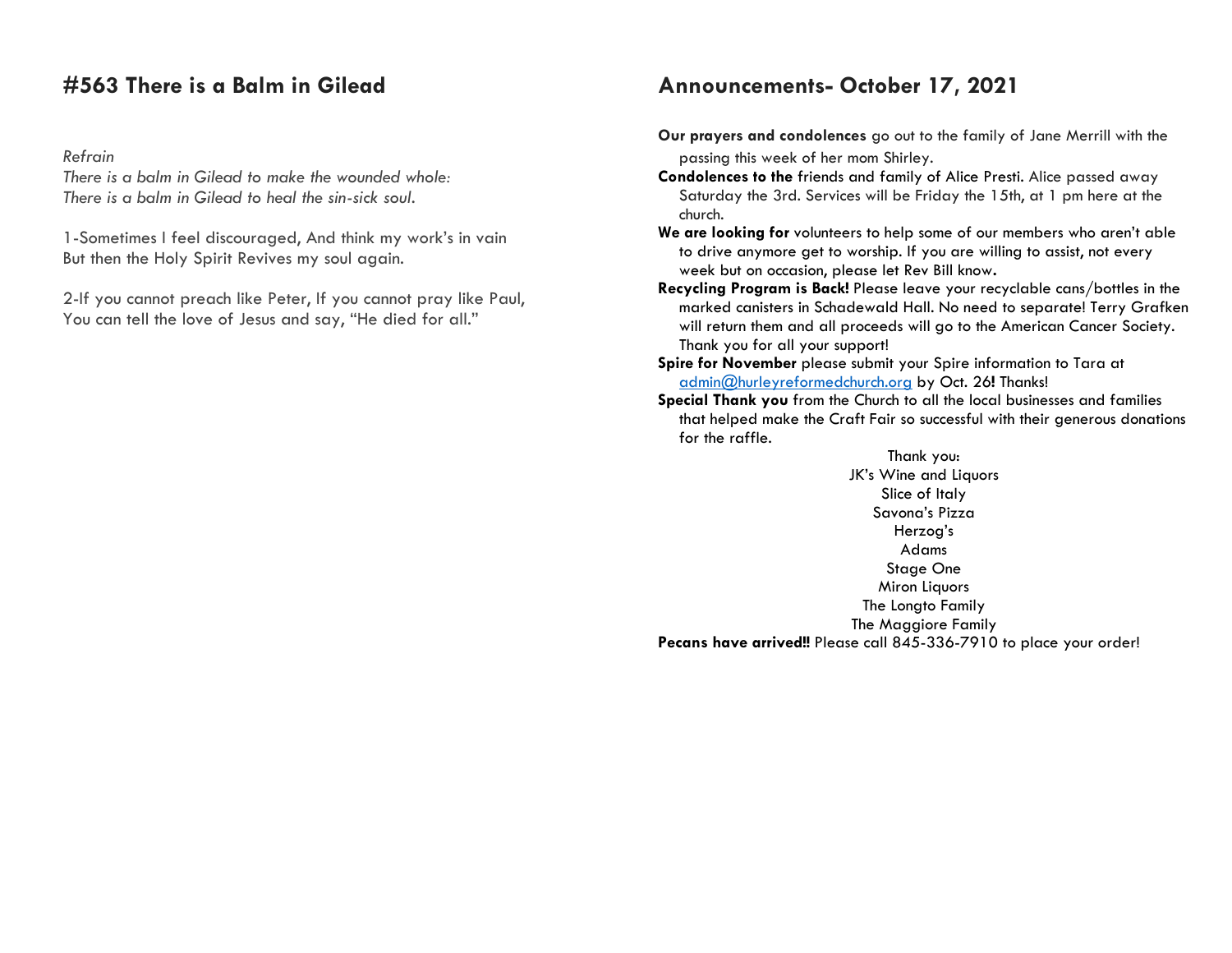## #563 There is a Balm in Gilead

*Refrain*
*There is a balm in Gilead to make the wounded whole:*
*There is a balm in Gilead to heal the sin-sick soul.*

1-Sometimes I feel discouraged, And think my work's in vain
But then the Holy Spirit Revives my soul again.

2-If you cannot preach like Peter, If you cannot pray like Paul,
You can tell the love of Jesus and say, "He died for all."

## Announcements- October 17, 2021

**Our prayers and condolences** go out to the family of Jane Merrill with the passing this week of her mom Shirley.

**Condolences to the** friends and family of Alice Presti. Alice passed away Saturday the 3rd. Services will be Friday the 15th, at 1 pm here at the church.

**We are looking for** volunteers to help some of our members who aren't able to drive anymore get to worship. If you are willing to assist, not every week but on occasion, please let Rev Bill know**.**

**Recycling Program is Back!** Please leave your recyclable cans/bottles in the marked canisters in Schadewald Hall. No need to separate! Terry Grafken will return them and all proceeds will go to the American Cancer Society. Thank you for all your support!

**Spire for November** please submit your Spire information to Tara at admin@hurleyreformedchurch.org by Oct. 26**!** Thanks!

**Special Thank you** from the Church to all the local businesses and families that helped make the Craft Fair so successful with their generous donations for the raffle.

Thank you:
JK's Wine and Liquors
Slice of Italy
Savona's Pizza
Herzog's
Adams
Stage One
Miron Liquors
The Longto Family
The Maggiore Family

**Pecans have arrived!!** Please call 845-336-7910 to place your order!